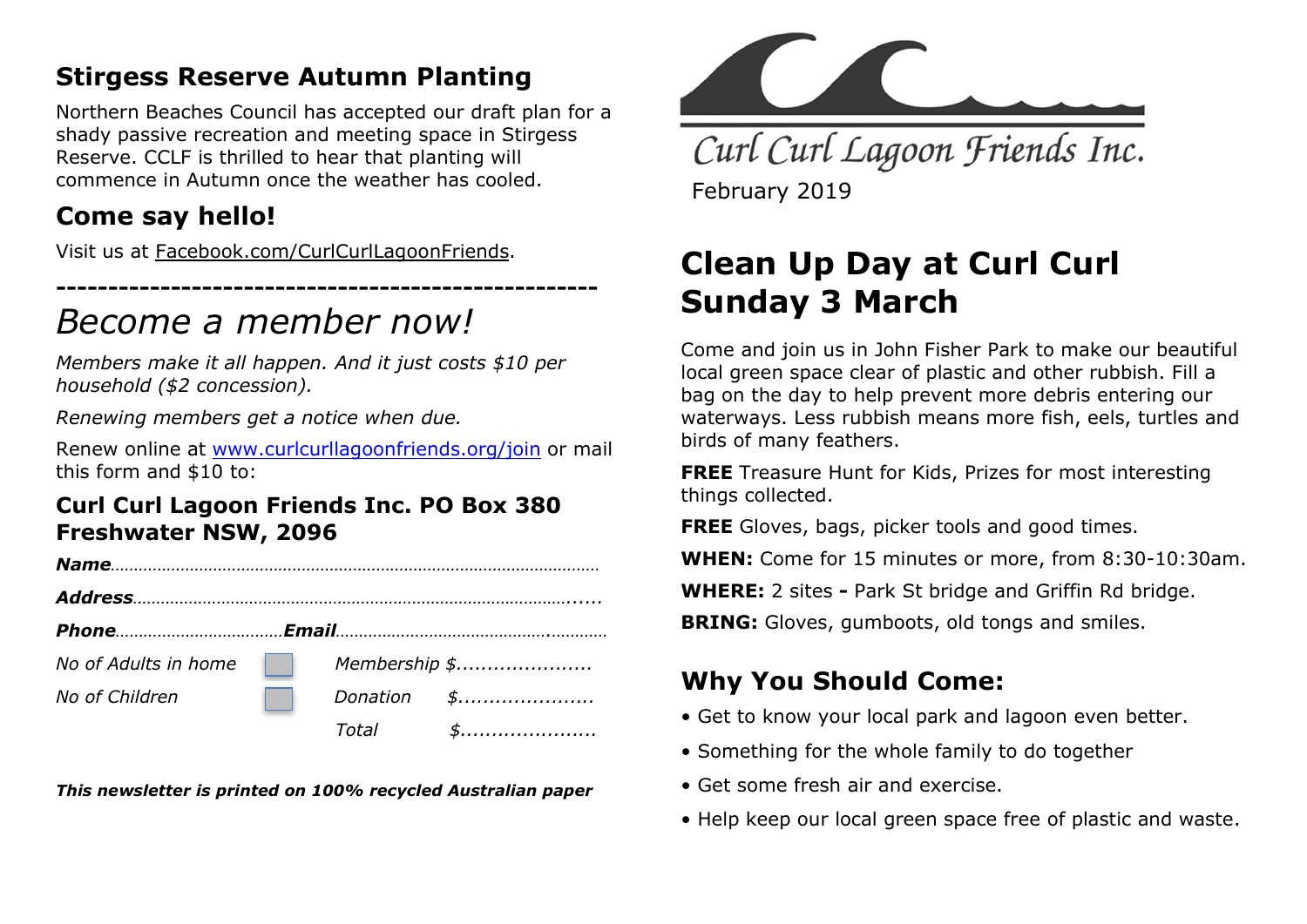## Stirgess Reserve Autumn Planting

Northern Beaches Council has accepted our draft plan for a shady passive recreation and meeting space in Stirgess Reserve. CCLF is thrilled to hear that planting will commence in Autumn once the weather has cooled.

## Come say hello!

Visit us at Facebook.com/CurlCurlLagoonFriends.

---

# *Become a member now!*

*Members make it all happen. And it just costs $10 per household ($2 concession).*

*Renewing members get a notice when due.*

Renew online at www.curlcurllagoonfriends.org/join or mail this form and $10 to:

### Curl Curl Lagoon Friends Inc. PO Box 380 Freshwater NSW, 2096

***Name***………………………………………………………………………………………

***Address***…………………………………………………………………………………......

***Phone***………………………………***Email***……………………………………..………

| | | | |
|---|---|---|---|
| *No of Adults in home* | ☐ | *Membership* | *$......................* |
| *No of Children* | ☐ | *Donation* | *$......................* |
| | | *Total* | *$......................* |

***This newsletter is printed on 100% recycled Australian paper***

Curl Curl Lagoon Friends Inc.

February 2019

# Clean Up Day at Curl Curl Sunday 3 March

Come and join us in John Fisher Park to make our beautiful local green space clear of plastic and other rubbish. Fill a bag on the day to help prevent more debris entering our waterways. Less rubbish means more fish, eels, turtles and birds of many feathers.

**FREE** Treasure Hunt for Kids, Prizes for most interesting things collected.

**FREE** Gloves, bags, picker tools and good times.

**WHEN:** Come for 15 minutes or more, from 8:30-10:30am.

**WHERE:** 2 sites **-** Park St bridge and Griffin Rd bridge.

**BRING:** Gloves, gumboots, old tongs and smiles.

## Why You Should Come:

- Get to know your local park and lagoon even better.
- Something for the whole family to do together
- Get some fresh air and exercise.
- Help keep our local green space free of plastic and waste.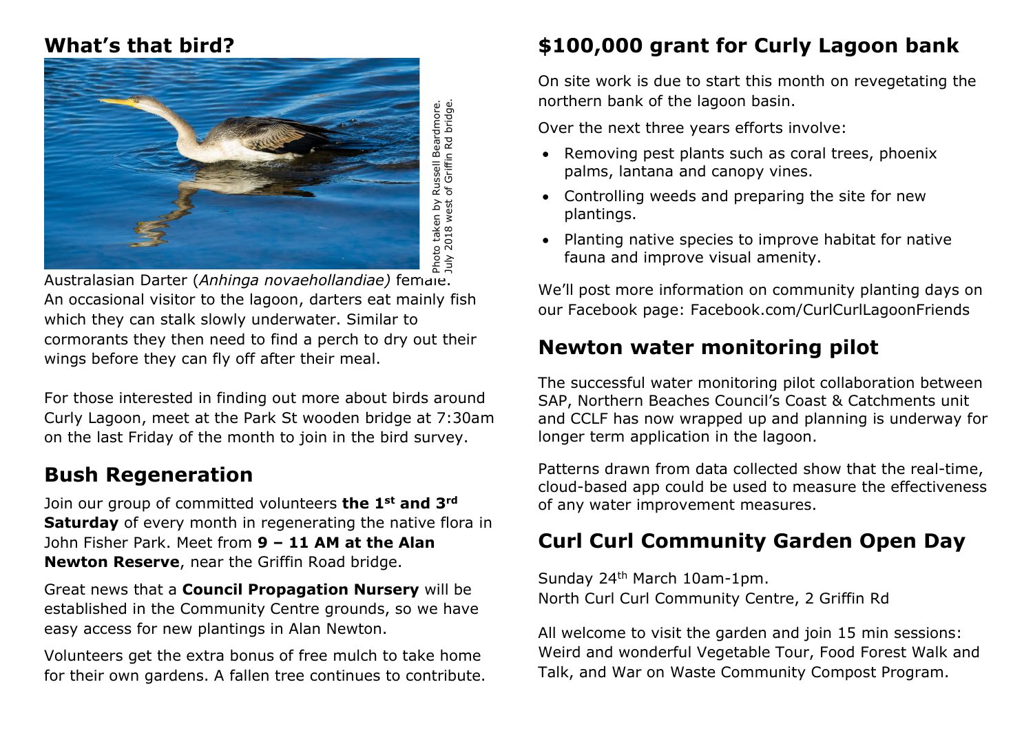## What's that bird?

Photo taken by Russell Beardmore. July 2018 west of Griffin Rd bridge.

Australasian Darter (*Anhinga novaehollandiae)* female. An occasional visitor to the lagoon, darters eat mainly fish which they can stalk slowly underwater. Similar to cormorants they then need to find a perch to dry out their wings before they can fly off after their meal.

For those interested in finding out more about birds around Curly Lagoon, meet at the Park St wooden bridge at 7:30am on the last Friday of the month to join in the bird survey.

## Bush Regeneration

Join our group of committed volunteers **the 1st and 3rd Saturday** of every month in regenerating the native flora in John Fisher Park. Meet from **9 – 11 AM at the Alan Newton Reserve**, near the Griffin Road bridge.

Great news that a **Council Propagation Nursery** will be established in the Community Centre grounds, so we have easy access for new plantings in Alan Newton.

Volunteers get the extra bonus of free mulch to take home for their own gardens. A fallen tree continues to contribute.

## $100,000 grant for Curly Lagoon bank

On site work is due to start this month on revegetating the northern bank of the lagoon basin.

Over the next three years efforts involve:

- Removing pest plants such as coral trees, phoenix palms, lantana and canopy vines.
- Controlling weeds and preparing the site for new plantings.
- Planting native species to improve habitat for native fauna and improve visual amenity.

We'll post more information on community planting days on our Facebook page: Facebook.com/CurlCurlLagoonFriends

## Newton water monitoring pilot

The successful water monitoring pilot collaboration between SAP, Northern Beaches Council's Coast & Catchments unit and CCLF has now wrapped up and planning is underway for longer term application in the lagoon.

Patterns drawn from data collected show that the real-time, cloud-based app could be used to measure the effectiveness of any water improvement measures.

## Curl Curl Community Garden Open Day

Sunday 24th March 10am-1pm.
North Curl Curl Community Centre, 2 Griffin Rd

All welcome to visit the garden and join 15 min sessions: Weird and wonderful Vegetable Tour, Food Forest Walk and Talk, and War on Waste Community Compost Program.